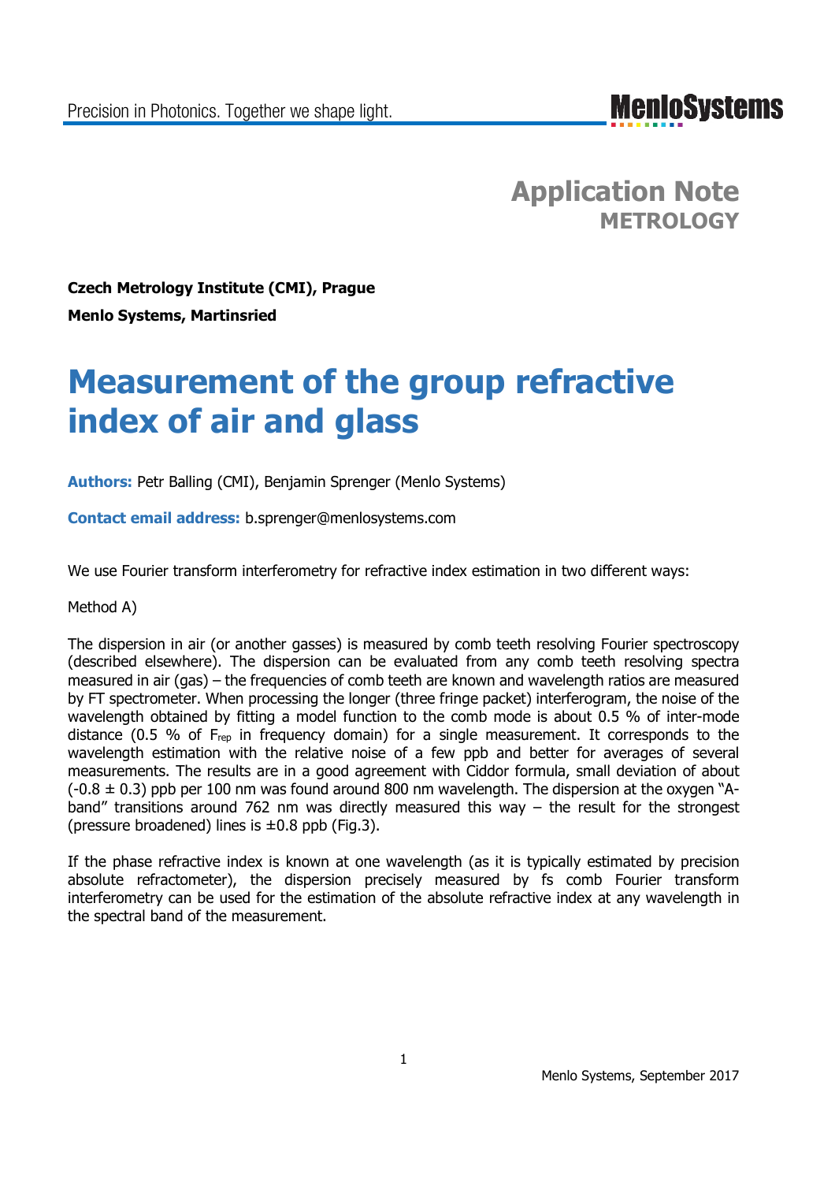Application Note
METROLOGY

**Czech Metrology Institute (CMI), Prague**

**Menlo Systems, Martinsried**

# Measurement of the group refractive index of air and glass

**Authors:** Petr Balling (CMI), Benjamin Sprenger (Menlo Systems)

**Contact email address:** b.sprenger@menlosystems.com

We use Fourier transform interferometry for refractive index estimation in two different ways:

Method A)

The dispersion in air (or another gasses) is measured by comb teeth resolving Fourier spectroscopy (described elsewhere). The dispersion can be evaluated from any comb teeth resolving spectra measured in air (gas) – the frequencies of comb teeth are known and wavelength ratios are measured by FT spectrometer. When processing the longer (three fringe packet) interferogram, the noise of the wavelength obtained by fitting a model function to the comb mode is about 0.5 % of inter-mode distance (0.5 % of $F_{rep}$ in frequency domain) for a single measurement. It corresponds to the wavelength estimation with the relative noise of a few ppb and better for averages of several measurements. The results are in a good agreement with Ciddor formula, small deviation of about (-0.8 ± 0.3) ppb per 100 nm was found around 800 nm wavelength. The dispersion at the oxygen "A-band" transitions around 762 nm was directly measured this way – the result for the strongest (pressure broadened) lines is ±0.8 ppb (Fig.3).

If the phase refractive index is known at one wavelength (as it is typically estimated by precision absolute refractometer), the dispersion precisely measured by fs comb Fourier transform interferometry can be used for the estimation of the absolute refractive index at any wavelength in the spectral band of the measurement.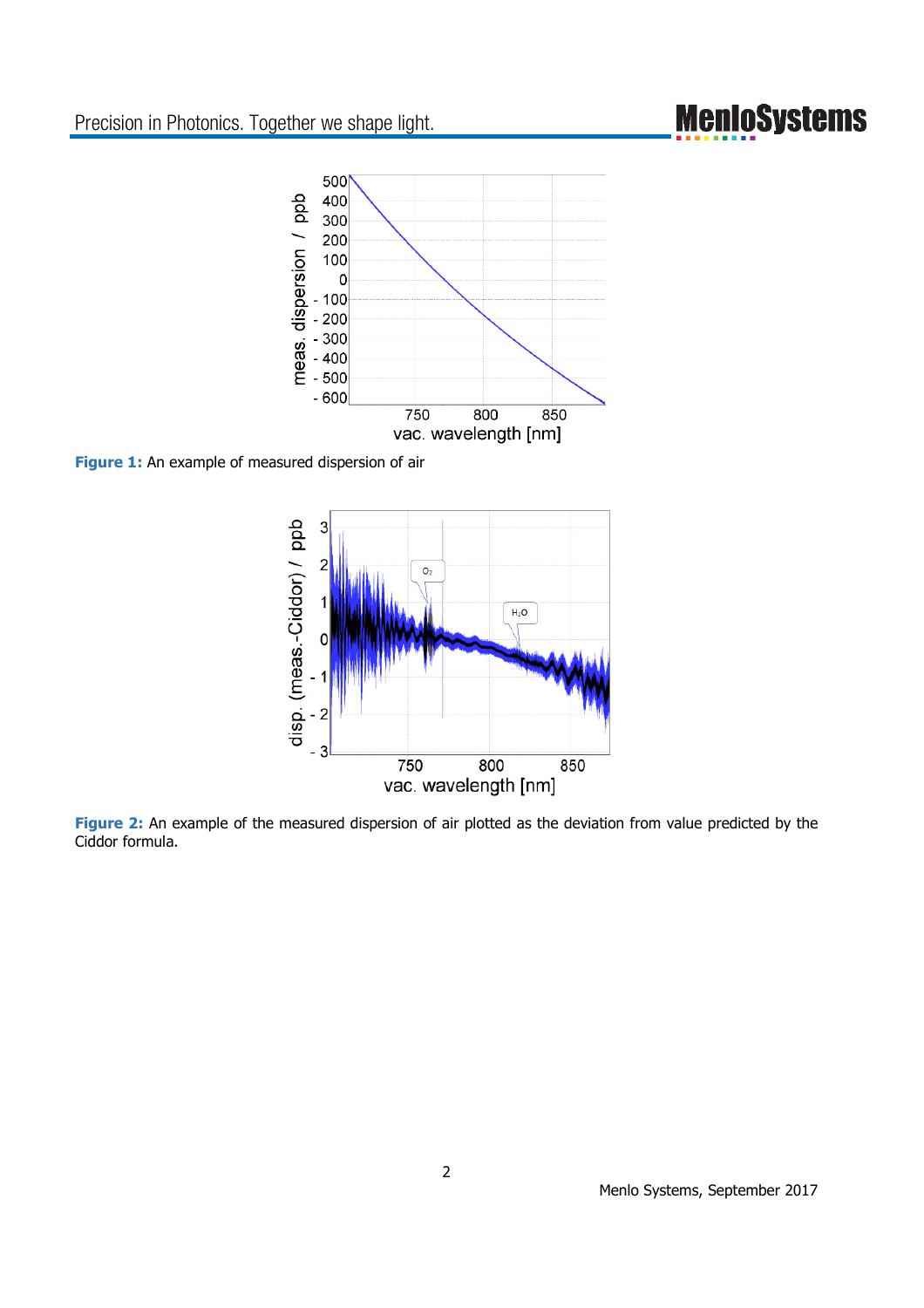**Figure 1:** An example of measured dispersion of air

**Figure 2:** An example of the measured dispersion of air plotted as the deviation from value predicted by the Ciddor formula.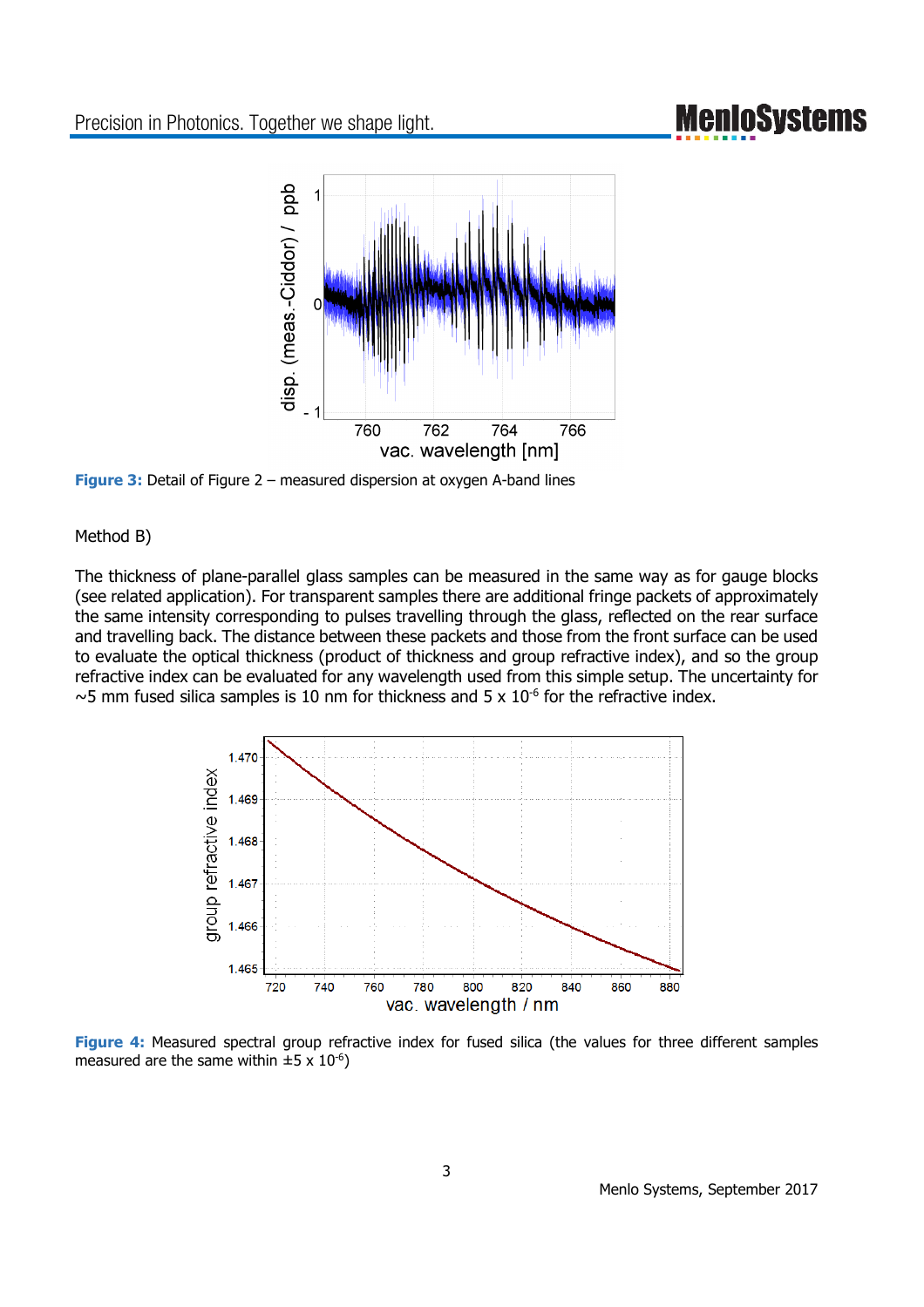**Figure 3:** Detail of Figure 2 – measured dispersion at oxygen A-band lines

Method B)

The thickness of plane-parallel glass samples can be measured in the same way as for gauge blocks (see related application). For transparent samples there are additional fringe packets of approximately the same intensity corresponding to pulses travelling through the glass, reflected on the rear surface and travelling back. The distance between these packets and those from the front surface can be used to evaluate the optical thickness (product of thickness and group refractive index), and so the group refractive index can be evaluated for any wavelength used from this simple setup. The uncertainty for ~5 mm fused silica samples is 10 nm for thickness and $5 \times 10^{-6}$ for the refractive index.

**Figure 4:** Measured spectral group refractive index for fused silica (the values for three different samples measured are the same within $\pm 5 \times 10^{-6}$)

Menlo Systems, September 2017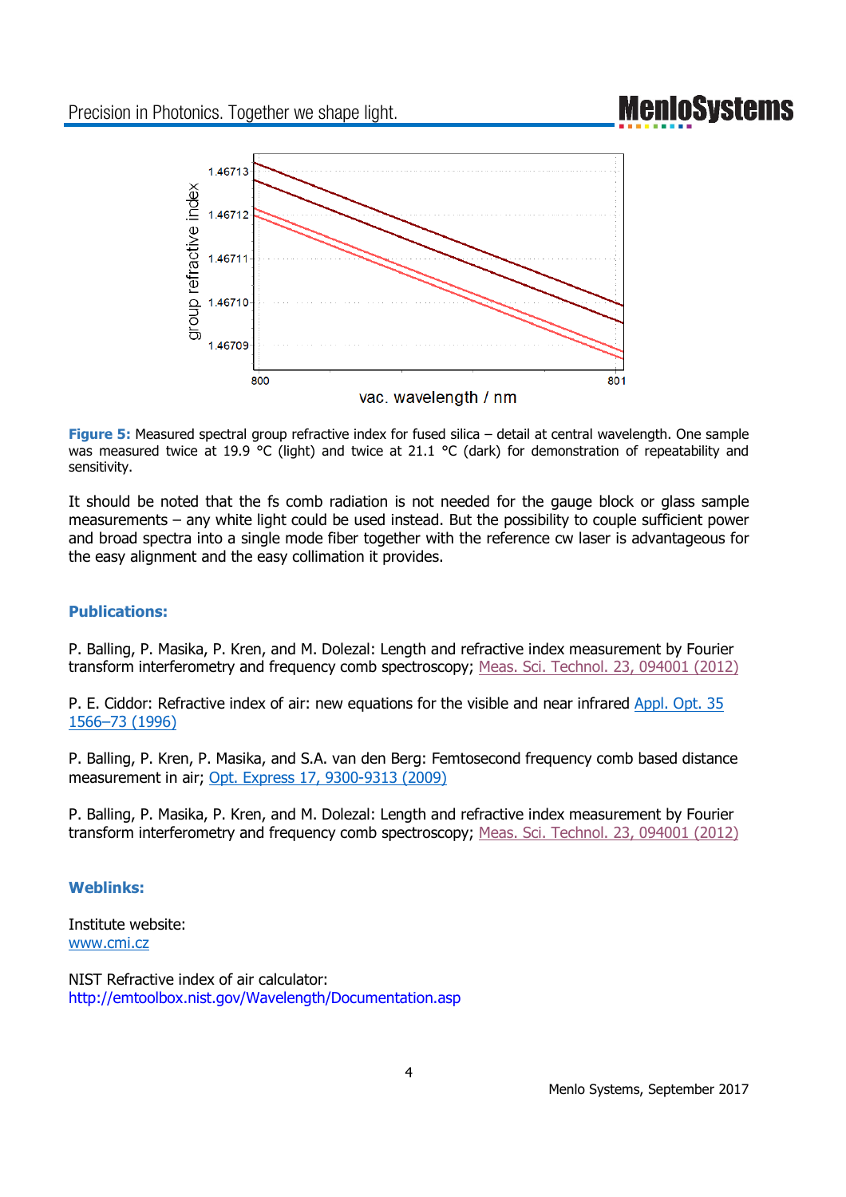**Figure 5:** Measured spectral group refractive index for fused silica – detail at central wavelength. One sample was measured twice at 19.9 °C (light) and twice at 21.1 °C (dark) for demonstration of repeatability and sensitivity.

It should be noted that the fs comb radiation is not needed for the gauge block or glass sample measurements – any white light could be used instead. But the possibility to couple sufficient power and broad spectra into a single mode fiber together with the reference cw laser is advantageous for the easy alignment and the easy collimation it provides.

## Publications:

P. Balling, P. Masika, P. Kren, and M. Dolezal: Length and refractive index measurement by Fourier transform interferometry and frequency comb spectroscopy; Meas. Sci. Technol. 23, 094001 (2012)

P. E. Ciddor: Refractive index of air: new equations for the visible and near infrared Appl. Opt. 35 1566–73 (1996)

P. Balling, P. Kren, P. Masika, and S.A. van den Berg: Femtosecond frequency comb based distance measurement in air; Opt. Express 17, 9300-9313 (2009)

P. Balling, P. Masika, P. Kren, and M. Dolezal: Length and refractive index measurement by Fourier transform interferometry and frequency comb spectroscopy; Meas. Sci. Technol. 23, 094001 (2012)

## Weblinks:

Institute website:
www.cmi.cz

NIST Refractive index of air calculator:
http://emtoolbox.nist.gov/Wavelength/Documentation.asp

Menlo Systems, September 2017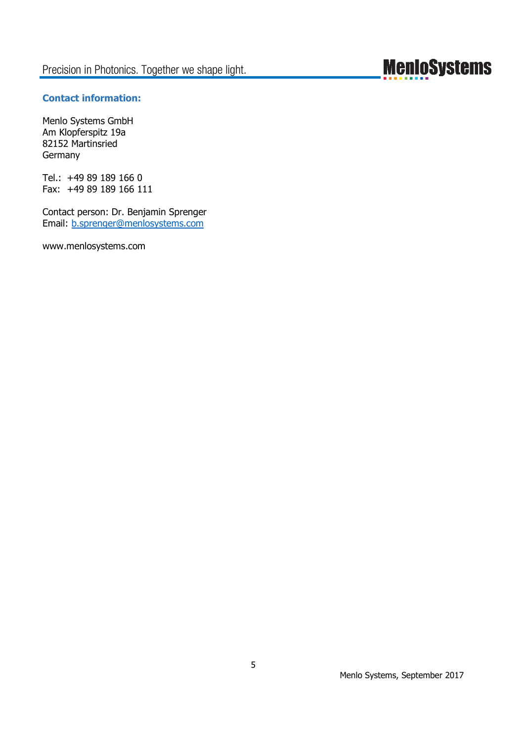**Contact information:**

Menlo Systems GmbH
Am Klopferspitz 19a
82152 Martinsried
Germany

Tel.: +49 89 189 166 0
Fax: +49 89 189 166 111

Contact person: Dr. Benjamin Sprenger
Email: b.sprenger@menlosystems.com

www.menlosystems.com

Menlo Systems, September 2017